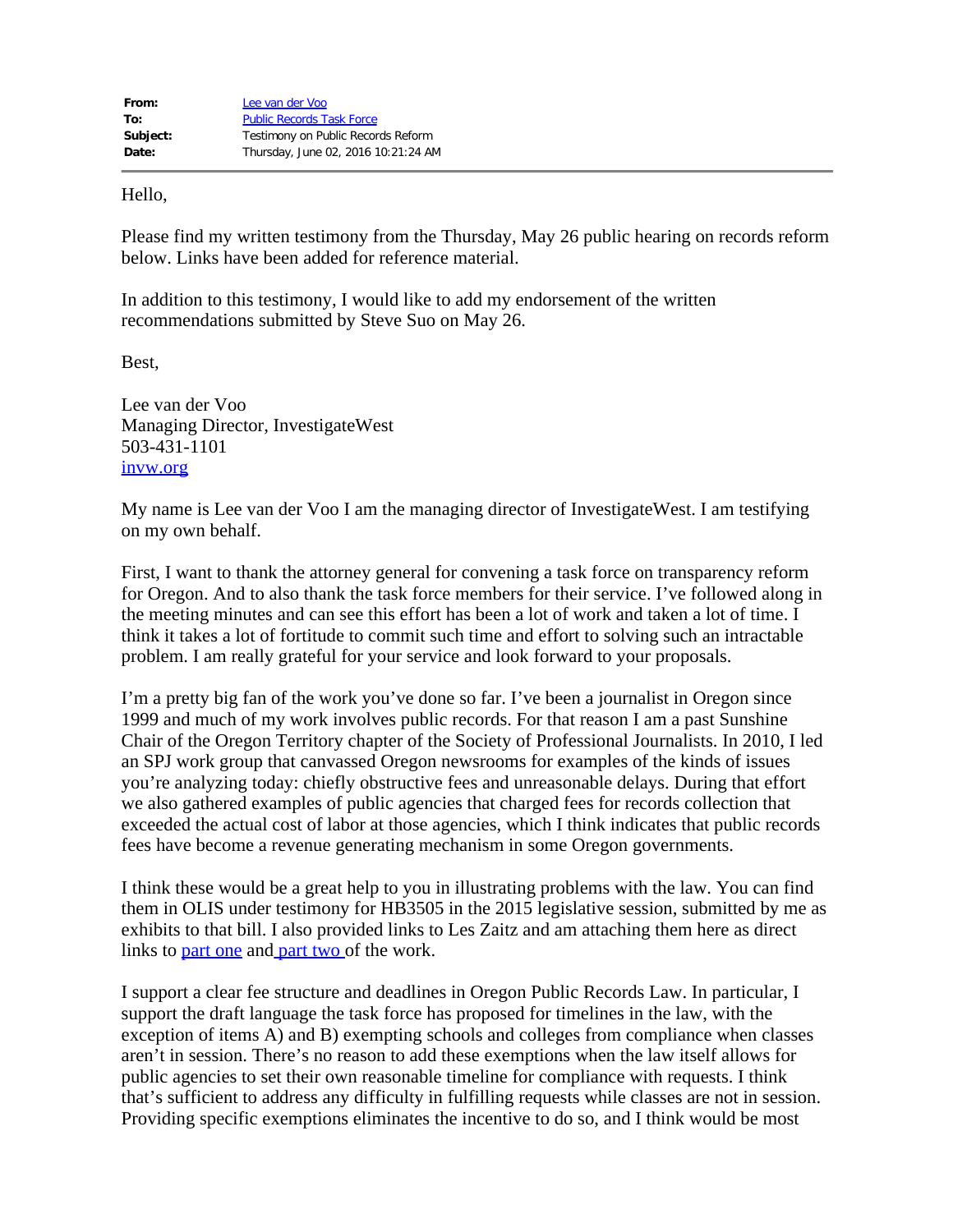| | |
|---|---|
| **From:** | Lee van der Voo |
| **To:** | Public Records Task Force |
| **Subject:** | Testimony on Public Records Reform |
| **Date:** | Thursday, June 02, 2016 10:21:24 AM |

---

Hello,

Please find my written testimony from the Thursday, May 26 public hearing on records reform below. Links have been added for reference material.

In addition to this testimony, I would like to add my endorsement of the written recommendations submitted by Steve Suo on May 26.

Best,

Lee van der Voo
Managing Director, InvestigateWest
503-431-1101
invw.org

My name is Lee van der Voo I am the managing director of InvestigateWest. I am testifying on my own behalf.

First, I want to thank the attorney general for convening a task force on transparency reform for Oregon. And to also thank the task force members for their service. I've followed along in the meeting minutes and can see this effort has been a lot of work and taken a lot of time. I think it takes a lot of fortitude to commit such time and effort to solving such an intractable problem. I am really grateful for your service and look forward to your proposals.

I'm a pretty big fan of the work you've done so far. I've been a journalist in Oregon since 1999 and much of my work involves public records. For that reason I am a past Sunshine Chair of the Oregon Territory chapter of the Society of Professional Journalists. In 2010, I led an SPJ work group that canvassed Oregon newsrooms for examples of the kinds of issues you're analyzing today: chiefly obstructive fees and unreasonable delays. During that effort we also gathered examples of public agencies that charged fees for records collection that exceeded the actual cost of labor at those agencies, which I think indicates that public records fees have become a revenue generating mechanism in some Oregon governments.

I think these would be a great help to you in illustrating problems with the law. You can find them in OLIS under testimony for HB3505 in the 2015 legislative session, submitted by me as exhibits to that bill. I also provided links to Les Zaitz and am attaching them here as direct links to part one and part two of the work.

I support a clear fee structure and deadlines in Oregon Public Records Law. In particular, I support the draft language the task force has proposed for timelines in the law, with the exception of items A) and B) exempting schools and colleges from compliance when classes aren't in session. There's no reason to add these exemptions when the law itself allows for public agencies to set their own reasonable timeline for compliance with requests. I think that's sufficient to address any difficulty in fulfilling requests while classes are not in session. Providing specific exemptions eliminates the incentive to do so, and I think would be most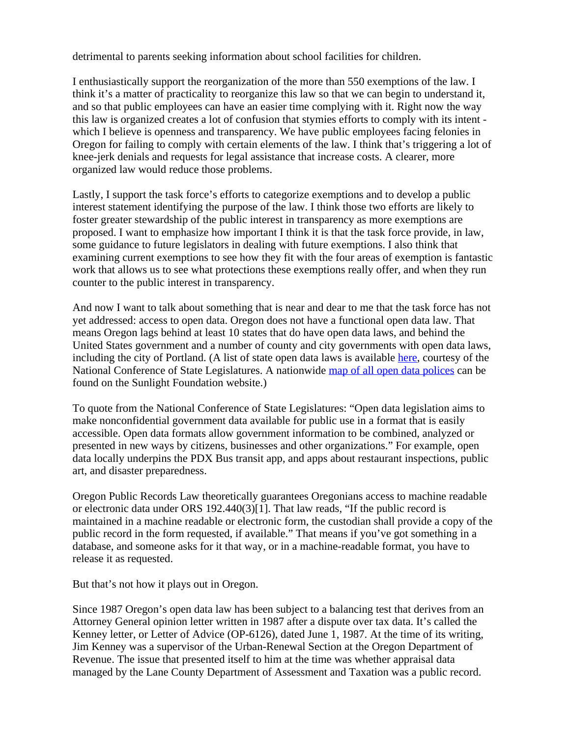detrimental to parents seeking information about school facilities for children.

I enthusiastically support the reorganization of the more than 550 exemptions of the law. I think it's a matter of practicality to reorganize this law so that we can begin to understand it, and so that public employees can have an easier time complying with it. Right now the way this law is organized creates a lot of confusion that stymies efforts to comply with its intent - which I believe is openness and transparency. We have public employees facing felonies in Oregon for failing to comply with certain elements of the law. I think that's triggering a lot of knee-jerk denials and requests for legal assistance that increase costs. A clearer, more organized law would reduce those problems.

Lastly, I support the task force's efforts to categorize exemptions and to develop a public interest statement identifying the purpose of the law. I think those two efforts are likely to foster greater stewardship of the public interest in transparency as more exemptions are proposed. I want to emphasize how important I think it is that the task force provide, in law, some guidance to future legislators in dealing with future exemptions. I also think that examining current exemptions to see how they fit with the four areas of exemption is fantastic work that allows us to see what protections these exemptions really offer, and when they run counter to the public interest in transparency.

And now I want to talk about something that is near and dear to me that the task force has not yet addressed: access to open data. Oregon does not have a functional open data law. That means Oregon lags behind at least 10 states that do have open data laws, and behind the United States government and a number of county and city governments with open data laws, including the city of Portland. (A list of state open data laws is available here, courtesy of the National Conference of State Legislatures. A nationwide map of all open data polices can be found on the Sunlight Foundation website.)

To quote from the National Conference of State Legislatures: "Open data legislation aims to make nonconfidential government data available for public use in a format that is easily accessible. Open data formats allow government information to be combined, analyzed or presented in new ways by citizens, businesses and other organizations." For example, open data locally underpins the PDX Bus transit app, and apps about restaurant inspections, public art, and disaster preparedness.

Oregon Public Records Law theoretically guarantees Oregonians access to machine readable or electronic data under ORS 192.440(3)[1]. That law reads, "If the public record is maintained in a machine readable or electronic form, the custodian shall provide a copy of the public record in the form requested, if available." That means if you've got something in a database, and someone asks for it that way, or in a machine-readable format, you have to release it as requested.

But that's not how it plays out in Oregon.

Since 1987 Oregon's open data law has been subject to a balancing test that derives from an Attorney General opinion letter written in 1987 after a dispute over tax data. It's called the Kenney letter, or Letter of Advice (OP-6126), dated June 1, 1987. At the time of its writing, Jim Kenney was a supervisor of the Urban-Renewal Section at the Oregon Department of Revenue. The issue that presented itself to him at the time was whether appraisal data managed by the Lane County Department of Assessment and Taxation was a public record.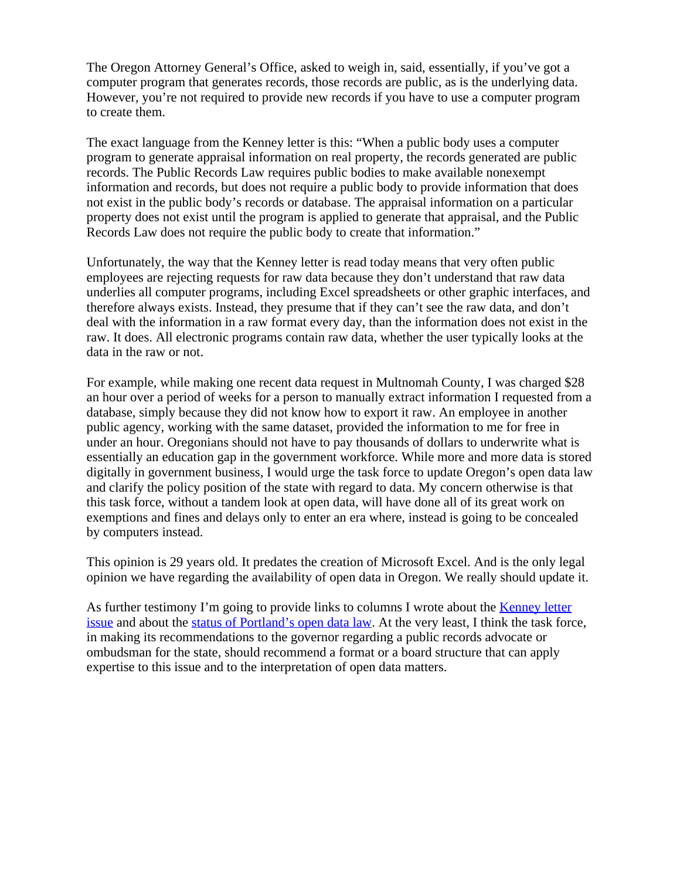The Oregon Attorney General's Office, asked to weigh in, said, essentially, if you've got a computer program that generates records, those records are public, as is the underlying data. However, you're not required to provide new records if you have to use a computer program to create them.

The exact language from the Kenney letter is this: "When a public body uses a computer program to generate appraisal information on real property, the records generated are public records. The Public Records Law requires public bodies to make available nonexempt information and records, but does not require a public body to provide information that does not exist in the public body's records or database. The appraisal information on a particular property does not exist until the program is applied to generate that appraisal, and the Public Records Law does not require the public body to create that information."

Unfortunately, the way that the Kenney letter is read today means that very often public employees are rejecting requests for raw data because they don't understand that raw data underlies all computer programs, including Excel spreadsheets or other graphic interfaces, and therefore always exists. Instead, they presume that if they can't see the raw data, and don't deal with the information in a raw format every day, than the information does not exist in the raw. It does. All electronic programs contain raw data, whether the user typically looks at the data in the raw or not.

For example, while making one recent data request in Multnomah County, I was charged $28 an hour over a period of weeks for a person to manually extract information I requested from a database, simply because they did not know how to export it raw. An employee in another public agency, working with the same dataset, provided the information to me for free in under an hour. Oregonians should not have to pay thousands of dollars to underwrite what is essentially an education gap in the government workforce. While more and more data is stored digitally in government business, I would urge the task force to update Oregon's open data law and clarify the policy position of the state with regard to data. My concern otherwise is that this task force, without a tandem look at open data, will have done all of its great work on exemptions and fines and delays only to enter an era where, instead is going to be concealed by computers instead.

This opinion is 29 years old. It predates the creation of Microsoft Excel. And is the only legal opinion we have regarding the availability of open data in Oregon. We really should update it.

As further testimony I'm going to provide links to columns I wrote about the [Kenney letter issue] and about the [status of Portland's open data law]. At the very least, I think the task force, in making its recommendations to the governor regarding a public records advocate or ombudsman for the state, should recommend a format or a board structure that can apply expertise to this issue and to the interpretation of open data matters.